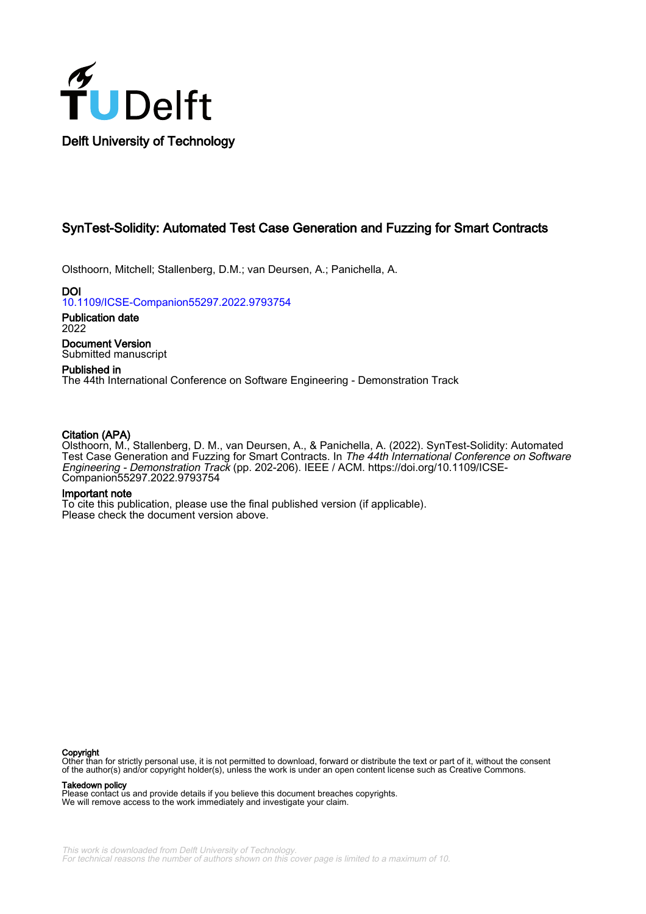Delft University of Technology

# SynTest-Solidity: Automated Test Case Generation and Fuzzing for Smart Contracts

Olsthoorn, Mitchell; Stallenberg, D.M.; van Deursen, A.; Panichella, A.

**DOI**
10.1109/ICSE-Companion55297.2022.9793754

**Publication date**
2022

**Document Version**
Submitted manuscript

**Published in**
The 44th International Conference on Software Engineering - Demonstration Track

**Citation (APA)**
Olsthoorn, M., Stallenberg, D. M., van Deursen, A., & Panichella, A. (2022). SynTest-Solidity: Automated Test Case Generation and Fuzzing for Smart Contracts. In *The 44th International Conference on Software Engineering - Demonstration Track* (pp. 202-206). IEEE / ACM. https://doi.org/10.1109/ICSE-Companion55297.2022.9793754

**Important note**
To cite this publication, please use the final published version (if applicable).
Please check the document version above.

**Copyright**
Other than for strictly personal use, it is not permitted to download, forward or distribute the text or part of it, without the consent of the author(s) and/or copyright holder(s), unless the work is under an open content license such as Creative Commons.

**Takedown policy**
Please contact us and provide details if you believe this document breaches copyrights.
We will remove access to the work immediately and investigate your claim.

*This work is downloaded from Delft University of Technology.*
*For technical reasons the number of authors shown on this cover page is limited to a maximum of 10.*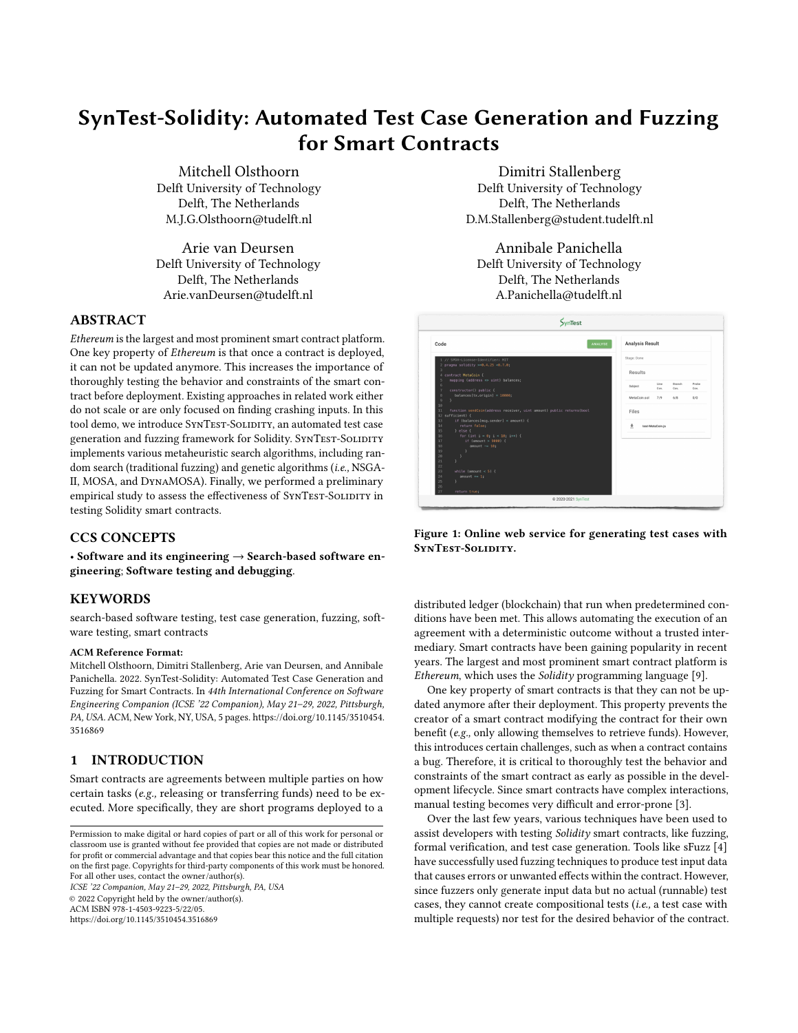# SynTest-Solidity: Automated Test Case Generation and Fuzzing for Smart Contracts

Mitchell Olsthoorn
Delft University of Technology
Delft, The Netherlands
M.J.G.Olsthoorn@tudelft.nl

Dimitri Stallenberg
Delft University of Technology
Delft, The Netherlands
D.M.Stallenberg@student.tudelft.nl

Arie van Deursen
Delft University of Technology
Delft, The Netherlands
Arie.vanDeursen@tudelft.nl

Annibale Panichella
Delft University of Technology
Delft, The Netherlands
A.Panichella@tudelft.nl

## ABSTRACT

*Ethereum* is the largest and most prominent smart contract platform. One key property of *Ethereum* is that once a contract is deployed, it can not be updated anymore. This increases the importance of thoroughly testing the behavior and constraints of the smart contract before deployment. Existing approaches in related work either do not scale or are only focused on finding crashing inputs. In this tool demo, we introduce SynTest-Solidity, an automated test case generation and fuzzing framework for Solidity. SynTest-Solidity implements various metaheuristic search algorithms, including random search (traditional fuzzing) and genetic algorithms (*i.e.*, NSGA-II, MOSA, and DynaMOSA). Finally, we performed a preliminary empirical study to assess the effectiveness of SynTest-Solidity in testing Solidity smart contracts.

## CCS CONCEPTS

• **Software and its engineering** → **Search-based software engineering**; **Software testing and debugging**.

## KEYWORDS

search-based software testing, test case generation, fuzzing, software testing, smart contracts

**ACM Reference Format:**
Mitchell Olsthoorn, Dimitri Stallenberg, Arie van Deursen, and Annibale Panichella. 2022. SynTest-Solidity: Automated Test Case Generation and Fuzzing for Smart Contracts. In *44th International Conference on Software Engineering Companion (ICSE '22 Companion), May 21–29, 2022, Pittsburgh, PA, USA.* ACM, New York, NY, USA, 5 pages. https://doi.org/10.1145/3510454.3516869

Figure 1: Online web service for generating test cases with SynTest-Solidity.

## 1 INTRODUCTION

Smart contracts are agreements between multiple parties on how certain tasks (*e.g.*, releasing or transferring funds) need to be executed. More specifically, they are short programs deployed to a distributed ledger (blockchain) that run when predetermined conditions have been met. This allows automating the execution of an agreement with a deterministic outcome without a trusted intermediary. Smart contracts have been gaining popularity in recent years. The largest and most prominent smart contract platform is *Ethereum*, which uses the *Solidity* programming language [9].

One key property of smart contracts is that they can not be updated anymore after their deployment. This property prevents the creator of a smart contract modifying the contract for their own benefit (*e.g.*, only allowing themselves to retrieve funds). However, this introduces certain challenges, such as when a contract contains a bug. Therefore, it is critical to thoroughly test the behavior and constraints of the smart contract as early as possible in the development lifecycle. Since smart contracts have complex interactions, manual testing becomes very difficult and error-prone [3].

Over the last few years, various techniques have been used to assist developers with testing *Solidity* smart contracts, like fuzzing, formal verification, and test case generation. Tools like sFuzz [4] have successfully used fuzzing techniques to produce test input data that causes errors or unwanted effects within the contract. However, since fuzzers only generate input data but no actual (runnable) test cases, they cannot create compositional tests (*i.e.*, a test case with multiple requests) nor test for the desired behavior of the contract.

Permission to make digital or hard copies of part or all of this work for personal or classroom use is granted without fee provided that copies are not made or distributed for profit or commercial advantage and that copies bear this notice and the full citation on the first page. Copyrights for third-party components of this work must be honored. For all other uses, contact the owner/author(s).
*ICSE '22 Companion, May 21–29, 2022, Pittsburgh, PA, USA*
© 2022 Copyright held by the owner/author(s).
ACM ISBN 978-1-4503-9223-5/22/05.
https://doi.org/10.1145/3510454.3516869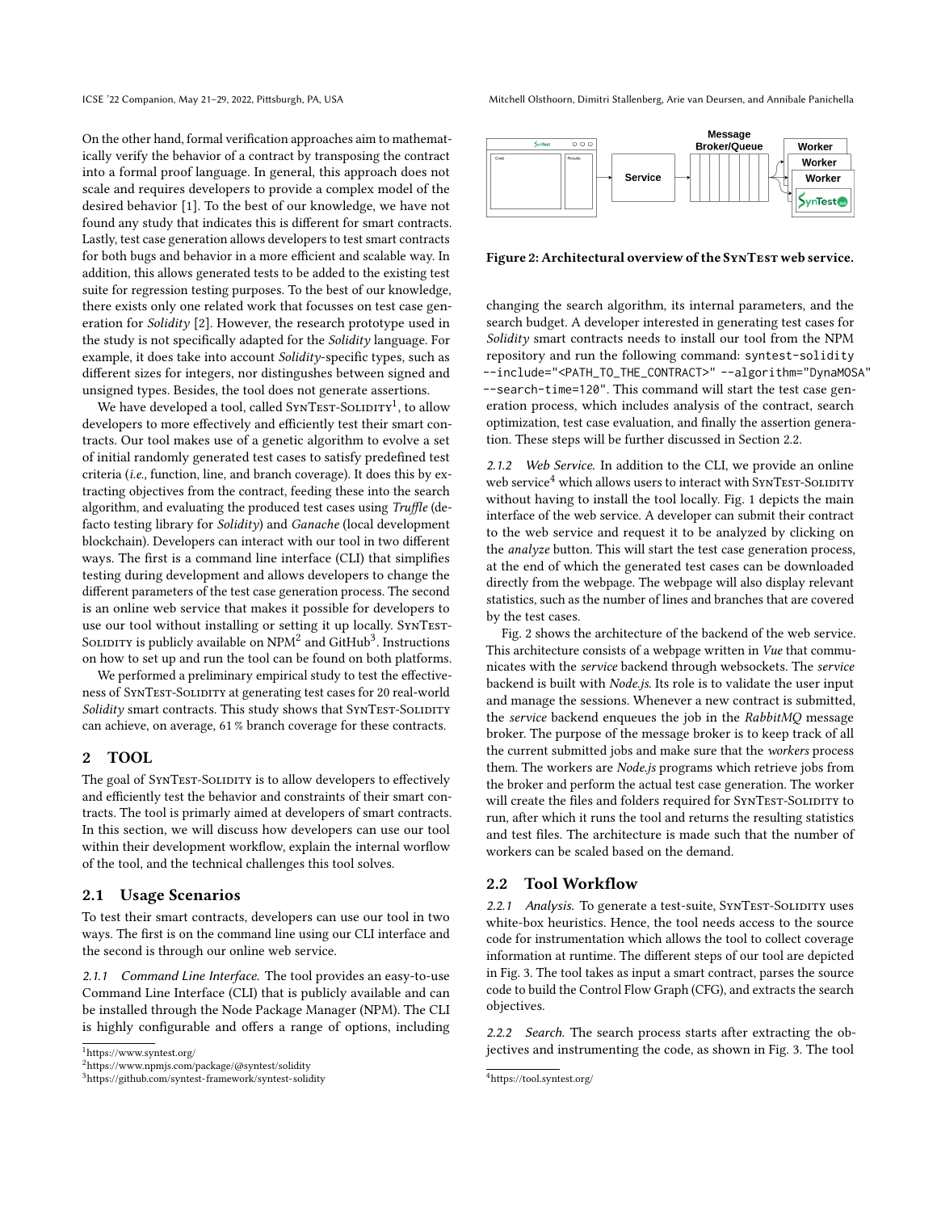On the other hand, formal verification approaches aim to mathematically verify the behavior of a contract by transposing the contract into a formal proof language. In general, this approach does not scale and requires developers to provide a complex model of the desired behavior [1]. To the best of our knowledge, we have not found any study that indicates this is different for smart contracts. Lastly, test case generation allows developers to test smart contracts for both bugs and behavior in a more efficient and scalable way. In addition, this allows generated tests to be added to the existing test suite for regression testing purposes. To the best of our knowledge, there exists only one related work that focusses on test case generation for *Solidity* [2]. However, the research prototype used in the study is not specifically adapted for the *Solidity* language. For example, it does take into account *Solidity*-specific types, such as different sizes for integers, nor distingushes between signed and unsigned types. Besides, the tool does not generate assertions.

We have developed a tool, called SynTest-Solidity[1], to allow developers to more effectively and efficiently test their smart contracts. Our tool makes use of a genetic algorithm to evolve a set of initial randomly generated test cases to satisfy predefined test criteria (*i.e.,* function, line, and branch coverage). It does this by extracting objectives from the contract, feeding these into the search algorithm, and evaluating the produced test cases using *Truffle* (defacto testing library for *Solidity*) and *Ganache* (local development blockchain). Developers can interact with our tool in two different ways. The first is a command line interface (CLI) that simplifies testing during development and allows developers to change the different parameters of the test case generation process. The second is an online web service that makes it possible for developers to use our tool without installing or setting it up locally. SynTest-Solidity is publicly available on NPM[2] and GitHub[3]. Instructions on how to set up and run the tool can be found on both platforms.

We performed a preliminary empirical study to test the effectiveness of SynTest-Solidity at generating test cases for 20 real-world *Solidity* smart contracts. This study shows that SynTest-Solidity can achieve, on average, 61 % branch coverage for these contracts.

## 2 TOOL

The goal of SynTest-Solidity is to allow developers to effectively and efficiently test the behavior and constraints of their smart contracts. The tool is primarily aimed at developers of smart contracts. In this section, we will discuss how developers can use our tool within their development workflow, explain the internal worflow of the tool, and the technical challenges this tool solves.

### 2.1 Usage Scenarios

To test their smart contracts, developers can use our tool in two ways. The first is on the command line using our CLI interface and the second is through our online web service.

*2.1.1 Command Line Interface.* The tool provides an easy-to-use Command Line Interface (CLI) that is publicly available and can be installed through the Node Package Manager (NPM). The CLI is highly configurable and offers a range of options, including changing the search algorithm, its internal parameters, and the search budget. A developer interested in generating test cases for *Solidity* smart contracts needs to install our tool from the NPM repository and run the following command: `syntest-solidity --include="<PATH_TO_THE_CONTRACT>" --algorithm="DynaMOSA" --search-time=120"`. This command will start the test case generation process, which includes analysis of the contract, search optimization, test case evaluation, and finally the assertion generation. These steps will be further discussed in Section 2.2.

*2.1.2 Web Service.* In addition to the CLI, we provide an online web service[4] which allows users to interact with SynTest-Solidity without having to install the tool locally. Fig. 1 depicts the main interface of the web service. A developer can submit their contract to the web service and request it to be analyzed by clicking on the *analyze* button. This will start the test case generation process, at the end of which the generated test cases can be downloaded directly from the webpage. The webpage will also display relevant statistics, such as the number of lines and branches that are covered by the test cases.

Figure 2: Architectural overview of the SynTest web service.

Fig. 2 shows the architecture of the backend of the web service. This architecture consists of a webpage written in *Vue* that communicates with the *service* backend through websockets. The *service* backend is built with *Node.js*. Its role is to validate the user input and manage the sessions. Whenever a new contract is submitted, the *service* backend enqueues the job in the *RabbitMQ* message broker. The purpose of the message broker is to keep track of all the current submitted jobs and make sure that the *workers* process them. The workers are *Node.js* programs which retrieve jobs from the broker and perform the actual test case generation. The worker will create the files and folders required for SynTest-Solidity to run, after which it runs the tool and returns the resulting statistics and test files. The architecture is made such that the number of workers can be scaled based on the demand.

### 2.2 Tool Workflow

*2.2.1 Analysis.* To generate a test-suite, SynTest-Solidity uses white-box heuristics. Hence, the tool needs access to the source code for instrumentation which allows the tool to collect coverage information at runtime. The different steps of our tool are depicted in Fig. 3. The tool takes as input a smart contract, parses the source code to build the Control Flow Graph (CFG), and extracts the search objectives.

*2.2.2 Search.* The search process starts after extracting the objectives and instrumenting the code, as shown in Fig. 3. The tool

[1] https://www.syntest.org/
[2] https://www.npmjs.com/package/@syntest/solidity
[3] https://github.com/syntest-framework/syntest-solidity
[4] https://tool.syntest.org/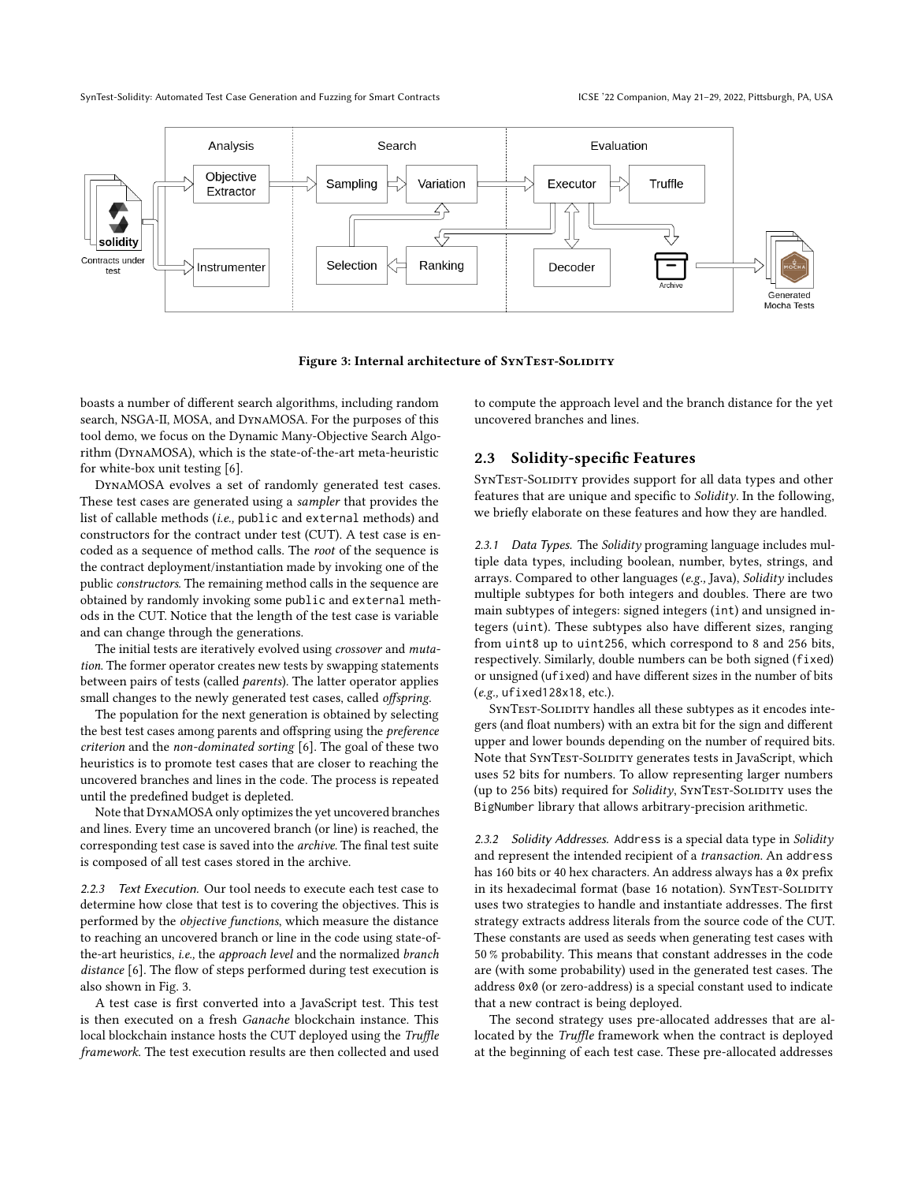Figure 3: Internal architecture of SynTest-Solidity

boasts a number of different search algorithms, including random search, NSGA-II, MOSA, and DynaMOSA. For the purposes of this tool demo, we focus on the Dynamic Many-Objective Search Algorithm (DynaMOSA), which is the state-of-the-art meta-heuristic for white-box unit testing [6].

DynaMOSA evolves a set of randomly generated test cases. These test cases are generated using a *sampler* that provides the list of callable methods (*i.e.,* `public` and `external` methods) and constructors for the contract under test (CUT). A test case is encoded as a sequence of method calls. The *root* of the sequence is the contract deployment/instantiation made by invoking one of the public *constructors*. The remaining method calls in the sequence are obtained by randomly invoking some `public` and `external` methods in the CUT. Notice that the length of the test case is variable and can change through the generations.

The initial tests are iteratively evolved using *crossover* and *mutation*. The former operator creates new tests by swapping statements between pairs of tests (called *parents*). The latter operator applies small changes to the newly generated test cases, called *offspring*.

The population for the next generation is obtained by selecting the best test cases among parents and offspring using the *preference criterion* and the *non-dominated sorting* [6]. The goal of these two heuristics is to promote test cases that are closer to reaching the uncovered branches and lines in the code. The process is repeated until the predefined budget is depleted.

Note that DynaMOSA only optimizes the yet uncovered branches and lines. Every time an uncovered branch (or line) is reached, the corresponding test case is saved into the *archive*. The final test suite is composed of all test cases stored in the archive.

*2.2.3 Text Execution.* Our tool needs to execute each test case to determine how close that test is to covering the objectives. This is performed by the *objective functions*, which measure the distance to reaching an uncovered branch or line in the code using state-of-the-art heuristics, *i.e.,* the *approach level* and the normalized *branch distance* [6]. The flow of steps performed during test execution is also shown in Fig. 3.

A test case is first converted into a JavaScript test. This test is then executed on a fresh *Ganache* blockchain instance. This local blockchain instance hosts the CUT deployed using the *Truffle framework*. The test execution results are then collected and used to compute the approach level and the branch distance for the yet uncovered branches and lines.

## 2.3 Solidity-specific Features

SynTest-Solidity provides support for all data types and other features that are unique and specific to *Solidity*. In the following, we briefly elaborate on these features and how they are handled.

*2.3.1 Data Types.* The *Solidity* programing language includes multiple data types, including boolean, number, bytes, strings, and arrays. Compared to other languages (*e.g.,* Java), *Solidity* includes multiple subtypes for both integers and doubles. There are two main subtypes of integers: signed integers (`int`) and unsigned integers (`uint`). These subtypes also have different sizes, ranging from `uint8` up to `uint256`, which correspond to 8 and 256 bits, respectively. Similarly, double numbers can be both signed (`fixed`) or unsigned (`ufixed`) and have different sizes in the number of bits (*e.g.,* `ufixed128x18`, etc.).

SynTest-Solidity handles all these subtypes as it encodes integers (and float numbers) with an extra bit for the sign and different upper and lower bounds depending on the number of required bits. Note that SynTest-Solidity generates tests in JavaScript, which uses 52 bits for numbers. To allow representing larger numbers (up to 256 bits) required for *Solidity*, SynTest-Solidity uses the `BigNumber` library that allows arbitrary-precision arithmetic.

*2.3.2 Solidity Addresses.* `Address` is a special data type in *Solidity* and represent the intended recipient of a *transaction*. An `address` has 160 bits or 40 hex characters. An address always has a `0x` prefix in its hexadecimal format (base 16 notation). SynTest-Solidity uses two strategies to handle and instantiate addresses. The first strategy extracts address literals from the source code of the CUT. These constants are used as seeds when generating test cases with 50 % probability. This means that constant addresses in the code are (with some probability) used in the generated test cases. The address `0x0` (or zero-address) is a special constant used to indicate that a new contract is being deployed.

The second strategy uses pre-allocated addresses that are allocated by the *Truffle* framework when the contract is deployed at the beginning of each test case. These pre-allocated addresses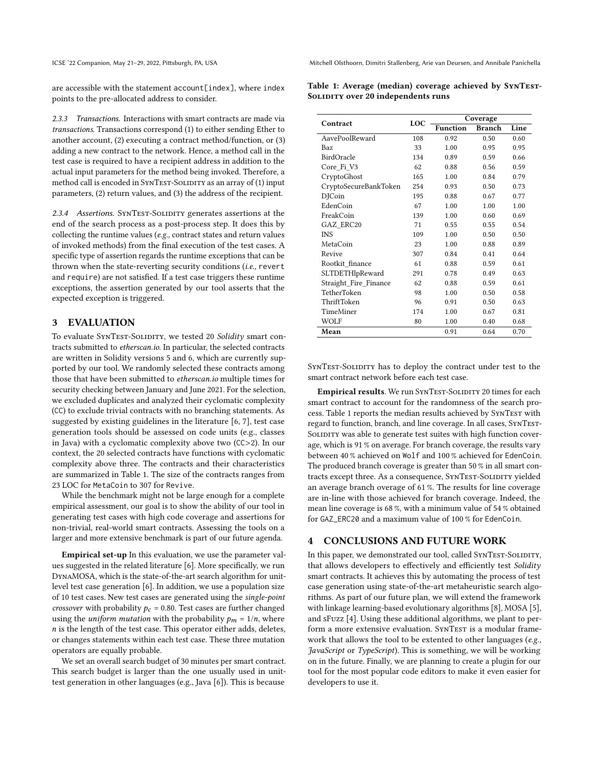are accessible with the statement account[index], where index points to the pre-allocated address to consider.

*2.3.3 Transactions.* Interactions with smart contracts are made via *transactions*. Transactions correspond (1) to either sending Ether to another account, (2) executing a contract method/function, or (3) adding a new contract to the network. Hence, a method call in the test case is required to have a recipient address in addition to the actual input parameters for the method being invoked. Therefore, a method call is encoded in SynTest-Solidity as an array of (1) input parameters, (2) return values, and (3) the address of the recipient.

*2.3.4 Assertions.* SynTest-Solidity generates assertions at the end of the search process as a post-process step. It does this by collecting the runtime values (*e.g.,* contract states and return values of invoked methods) from the final execution of the test cases. A specific type of assertion regards the runtime exceptions that can be thrown when the state-reverting security conditions (*i.e.,* revert and require) are not satisfied. If a test case triggers these runtime exceptions, the assertion generated by our tool asserts that the expected exception is triggered.

## 3 EVALUATION

To evaluate SynTest-Solidity, we tested 20 *Solidity* smart contracts submitted to *etherscan.io*. In particular, the selected contracts are written in Solidity versions 5 and 6, which are currently supported by our tool. We randomly selected these contracts among those that have been submitted to *etherscan.io* multiple times for security checking between January and June 2021. For the selection, we excluded duplicates and analyzed their cyclomatic complexity (CC) to exclude trivial contracts with no branching statements. As suggested by existing guidelines in the literature [6, 7], test case generation tools should be assessed on code units (e.g., classes in Java) with a cyclomatic complexity above two (CC>2). In our context, the 20 selected contracts have functions with cyclomatic complexity above three. The contracts and their characteristics are summarized in Table 1. The size of the contracts ranges from 23 LOC for MetaCoin to 307 for Revive.

While the benchmark might not be large enough for a complete empirical assessment, our goal is to show the ability of our tool in generating test cases with high code coverage and assertions for non-trivial, real-world smart contracts. Assessing the tools on a larger and more extensive benchmark is part of our future agenda.

**Empirical set-up** In this evaluation, we use the parameter values suggested in the related literature [6]. More specifically, we run DynaMOSA, which is the state-of-the-art search algorithm for unit-level test case generation [6]. In addition, we use a population size of 10 test cases. New test cases are generated using the *single-point crossover* with probability $p_c = 0.80$. Test cases are further changed using the *uniform mutation* with the probability $p_m = 1/n$, where $n$ is the length of the test case. This operator either adds, deletes, or changes statements within each test case. These three mutation operators are equally probable.

We set an overall search budget of 30 minutes per smart contract. This search budget is larger than the one usually used in unit-test generation in other languages (e.g., Java [6]). This is because

**Table 1: Average (median) coverage achieved by SynTest-Solidity over 20 independents runs**

| Contract | LOC | Coverage | | |
|---|---|---|---|---|
| | | Function | Branch | Line |
| AavePoolReward | 108 | 0.92 | 0.50 | 0.60 |
| Baz | 33 | 1.00 | 0.95 | 0.95 |
| BirdOracle | 134 | 0.89 | 0.59 | 0.66 |
| Core_Fi_V3 | 62 | 0.88 | 0.56 | 0.59 |
| CryptoGhost | 165 | 1.00 | 0.84 | 0.79 |
| CryptoSecureBankToken | 254 | 0.93 | 0.50 | 0.73 |
| DJCoin | 195 | 0.88 | 0.67 | 0.77 |
| EdenCoin | 67 | 1.00 | 1.00 | 1.00 |
| FreakCoin | 139 | 1.00 | 0.60 | 0.69 |
| GAZ_ERC20 | 71 | 0.55 | 0.55 | 0.54 |
| INS | 109 | 1.00 | 0.50 | 0.50 |
| MetaCoin | 23 | 1.00 | 0.88 | 0.89 |
| Revive | 307 | 0.84 | 0.41 | 0.64 |
| Rootkit_finance | 61 | 0.88 | 0.59 | 0.61 |
| SLTDETHlpReward | 291 | 0.78 | 0.49 | 0.63 |
| Straight_Fire_Finance | 62 | 0.88 | 0.59 | 0.61 |
| TetherToken | 98 | 1.00 | 0.50 | 0.58 |
| ThriftToken | 96 | 0.91 | 0.50 | 0.63 |
| TimeMiner | 174 | 1.00 | 0.67 | 0.81 |
| WOLF | 80 | 1.00 | 0.40 | 0.68 |
| **Mean** | | 0.91 | 0.64 | 0.70 |

SynTest-Solidity has to deploy the contract under test to the smart contract network before each test case.

**Empirical results**. We run SynTest-Solidity 20 times for each smart contract to account for the randomness of the search process. Table 1 reports the median results achieved by SynTest with regard to function, branch, and line coverage. In all cases, SynTest-Solidity was able to generate test suites with high function coverage, which is 91 % on average. For branch coverage, the results vary between 40 % achieved on Wolf and 100 % achieved for EdenCoin. The produced branch coverage is greater than 50 % in all smart contracts except three. As a consequence, SynTest-Solidity yielded an average branch overage of 61 %. The results for line coverage are in-line with those achieved for branch coverage. Indeed, the mean line coverage is 68 %, with a minimum value of 54 % obtained for GAZ_ERC20 and a maximum value of 100 % for EdenCoin.

## 4 CONCLUSIONS AND FUTURE WORK

In this paper, we demonstrated our tool, called SynTest-Solidity, that allows developers to effectively and efficiently test *Solidity* smart contracts. It achieves this by automating the process of test case generation using state-of-the-art metaheuristic search algorithms. As part of our future plan, we will extend the framework with linkage learning-based evolutionary algorithms [8], MOSA [5], and sFuzz [4]. Using these additional algorithms, we plant to perform a more extensive evaluation. SynTest is a modular framework that allows the tool to be extented to other languages (*e.g., JavaScript* or *TypeScript*). This is something, we will be working on in the future. Finally, we are planning to create a plugin for our tool for the most popular code editors to make it even easier for developers to use it.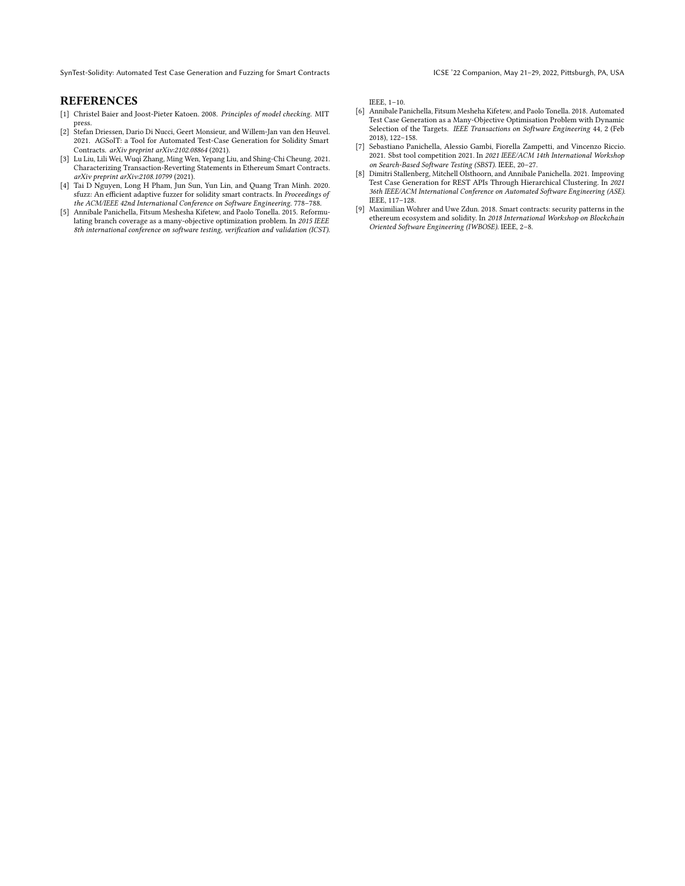## REFERENCES

[1] Christel Baier and Joost-Pieter Katoen. 2008. *Principles of model checking.* MIT press.

[2] Stefan Driessen, Dario Di Nucci, Geert Monsieur, and Willem-Jan van den Heuvel. 2021. AGSolT: a Tool for Automated Test-Case Generation for Solidity Smart Contracts. *arXiv preprint arXiv:2102.08864* (2021).

[3] Lu Liu, Lili Wei, Wuqi Zhang, Ming Wen, Yepang Liu, and Shing-Chi Cheung. 2021. Characterizing Transaction-Reverting Statements in Ethereum Smart Contracts. *arXiv preprint arXiv:2108.10799* (2021).

[4] Tai D Nguyen, Long H Pham, Jun Sun, Yun Lin, and Quang Tran Minh. 2020. sfuzz: An efficient adaptive fuzzer for solidity smart contracts. In *Proceedings of the ACM/IEEE 42nd International Conference on Software Engineering.* 778–788.

[5] Annibale Panichella, Fitsum Meshesha Kifetew, and Paolo Tonella. 2015. Reformulating branch coverage as a many-objective optimization problem. In *2015 IEEE 8th international conference on software testing, verification and validation (ICST).* IEEE, 1–10.

[6] Annibale Panichella, Fitsum Mesheha Kifetew, and Paolo Tonella. 2018. Automated Test Case Generation as a Many-Objective Optimisation Problem with Dynamic Selection of the Targets. *IEEE Transactions on Software Engineering* 44, 2 (Feb 2018), 122–158.

[7] Sebastiano Panichella, Alessio Gambi, Fiorella Zampetti, and Vincenzo Riccio. 2021. Sbst tool competition 2021. In *2021 IEEE/ACM 14th International Workshop on Search-Based Software Testing (SBST).* IEEE, 20–27.

[8] Dimitri Stallenberg, Mitchell Olsthoorn, and Annibale Panichella. 2021. Improving Test Case Generation for REST APIs Through Hierarchical Clustering. In *2021 36th IEEE/ACM International Conference on Automated Software Engineering (ASE).* IEEE, 117–128.

[9] Maximilian Wohrer and Uwe Zdun. 2018. Smart contracts: security patterns in the ethereum ecosystem and solidity. In *2018 International Workshop on Blockchain Oriented Software Engineering (IWBOSE).* IEEE, 2–8.